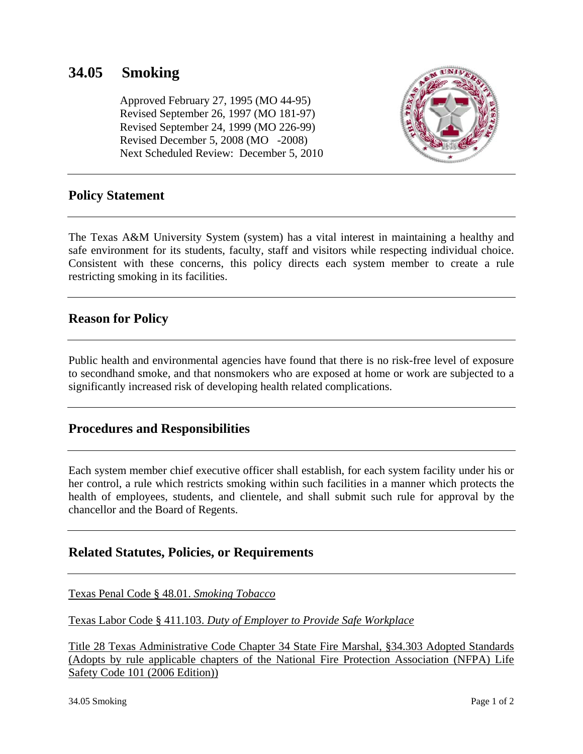# 34.05 Smoking

Approved February 27, 1995 (MO 44-95)
Revised September 26, 1997 (MO 181-97)
Revised September 24, 1999 (MO 226-99)
Revised December 5, 2008 (MO -2008)
Next Scheduled Review: December 5, 2010

## Policy Statement

The Texas A&M University System (system) has a vital interest in maintaining a healthy and safe environment for its students, faculty, staff and visitors while respecting individual choice. Consistent with these concerns, this policy directs each system member to create a rule restricting smoking in its facilities.

## Reason for Policy

Public health and environmental agencies have found that there is no risk-free level of exposure to secondhand smoke, and that nonsmokers who are exposed at home or work are subjected to a significantly increased risk of developing health related complications.

## Procedures and Responsibilities

Each system member chief executive officer shall establish, for each system facility under his or her control, a rule which restricts smoking within such facilities in a manner which protects the health of employees, students, and clientele, and shall submit such rule for approval by the chancellor and the Board of Regents.

## Related Statutes, Policies, or Requirements

Texas Penal Code § 48.01. *Smoking Tobacco*

Texas Labor Code § 411.103. *Duty of Employer to Provide Safe Workplace*

Title 28 Texas Administrative Code Chapter 34 State Fire Marshal, §34.303 Adopted Standards (Adopts by rule applicable chapters of the National Fire Protection Association (NFPA) Life Safety Code 101 (2006 Edition))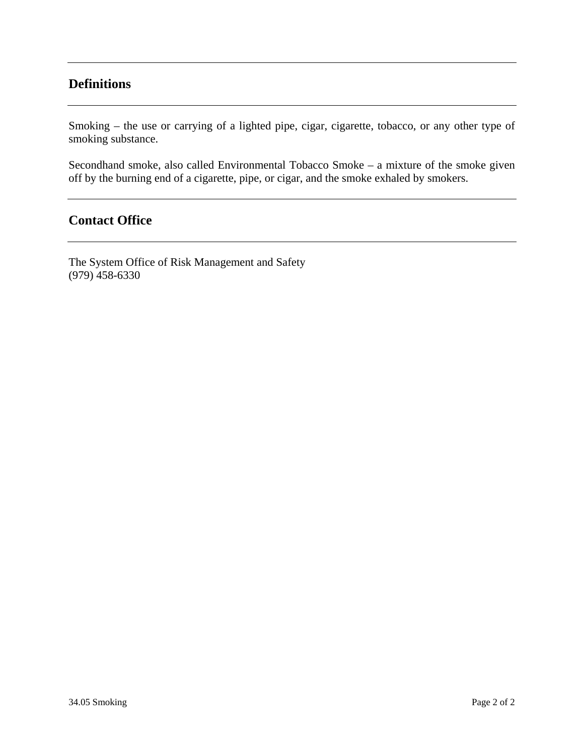## Definitions

Smoking – the use or carrying of a lighted pipe, cigar, cigarette, tobacco, or any other type of smoking substance.

Secondhand smoke, also called Environmental Tobacco Smoke – a mixture of the smoke given off by the burning end of a cigarette, pipe, or cigar, and the smoke exhaled by smokers.

## Contact Office

The System Office of Risk Management and Safety
(979) 458-6330